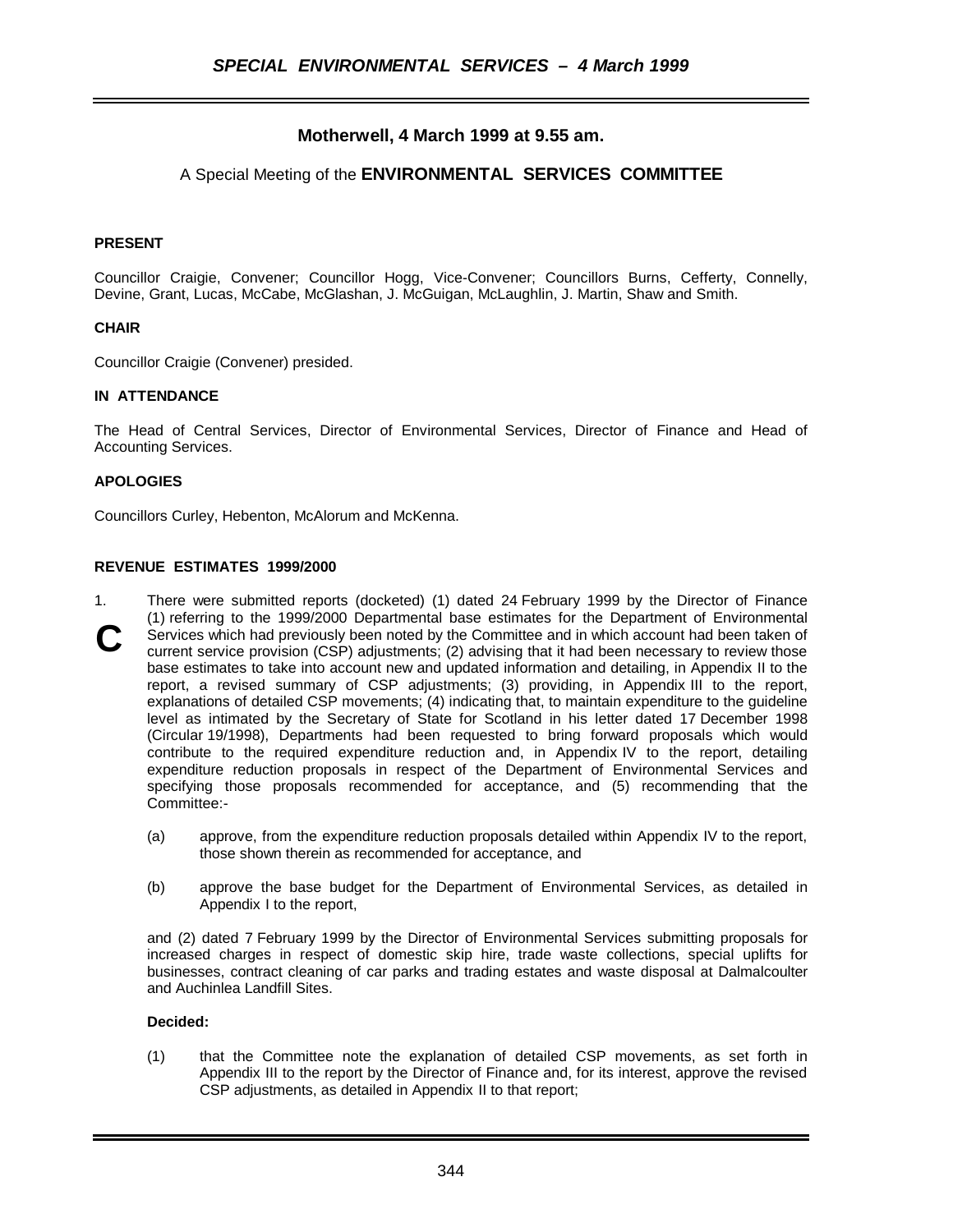## Motherwell, 4 March 1999 at 9.55 am.

A Special Meeting of the **ENVIRONMENTAL SERVICES COMMITTEE**

**PRESENT**

Councillor Craigie, Convener; Councillor Hogg, Vice-Convener; Councillors Burns, Cefferty, Connelly, Devine, Grant, Lucas, McCabe, McGlashan, J. McGuigan, McLaughlin, J. Martin, Shaw and Smith.

**CHAIR**

Councillor Craigie (Convener) presided.

**IN ATTENDANCE**

The Head of Central Services, Director of Environmental Services, Director of Finance and Head of Accounting Services.

**APOLOGIES**

Councillors Curley, Hebenton, McAlorum and McKenna.

**REVENUE ESTIMATES 1999/2000**

1. There were submitted reports (docketed) (1) dated 24 February 1999 by the Director of Finance (1) referring to the 1999/2000 Departmental base estimates for the Department of Environmental Services which had previously been noted by the Committee and in which account had been taken of current service provision (CSP) adjustments; (2) advising that it had been necessary to review those base estimates to take into account new and updated information and detailing, in Appendix II to the report, a revised summary of CSP adjustments; (3) providing, in Appendix III to the report, explanations of detailed CSP movements; (4) indicating that, to maintain expenditure to the guideline level as intimated by the Secretary of State for Scotland in his letter dated 17 December 1998 (Circular 19/1998), Departments had been requested to bring forward proposals which would contribute to the required expenditure reduction and, in Appendix IV to the report, detailing expenditure reduction proposals in respect of the Department of Environmental Services and specifying those proposals recommended for acceptance, and (5) recommending that the Committee:-

   (a) approve, from the expenditure reduction proposals detailed within Appendix IV to the report, those shown therein as recommended for acceptance, and

   (b) approve the base budget for the Department of Environmental Services, as detailed in Appendix I to the report,

   and (2) dated 7 February 1999 by the Director of Environmental Services submitting proposals for increased charges in respect of domestic skip hire, trade waste collections, special uplifts for businesses, contract cleaning of car parks and trading estates and waste disposal at Dalmalcoulter and Auchinlea Landfill Sites.

   **Decided:**

   (1) that the Committee note the explanation of detailed CSP movements, as set forth in Appendix III to the report by the Director of Finance and, for its interest, approve the revised CSP adjustments, as detailed in Appendix II to that report;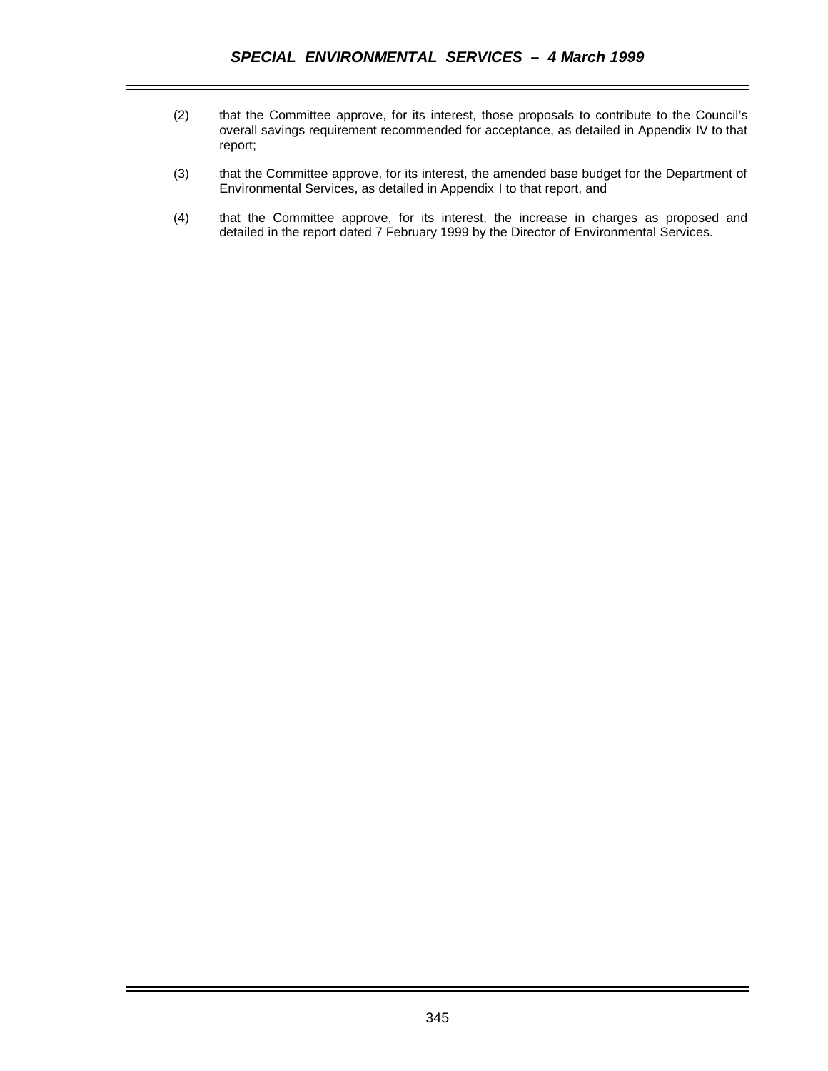(2) that the Committee approve, for its interest, those proposals to contribute to the Council's overall savings requirement recommended for acceptance, as detailed in Appendix IV to that report;

(3) that the Committee approve, for its interest, the amended base budget for the Department of Environmental Services, as detailed in Appendix I to that report, and

(4) that the Committee approve, for its interest, the increase in charges as proposed and detailed in the report dated 7 February 1999 by the Director of Environmental Services.